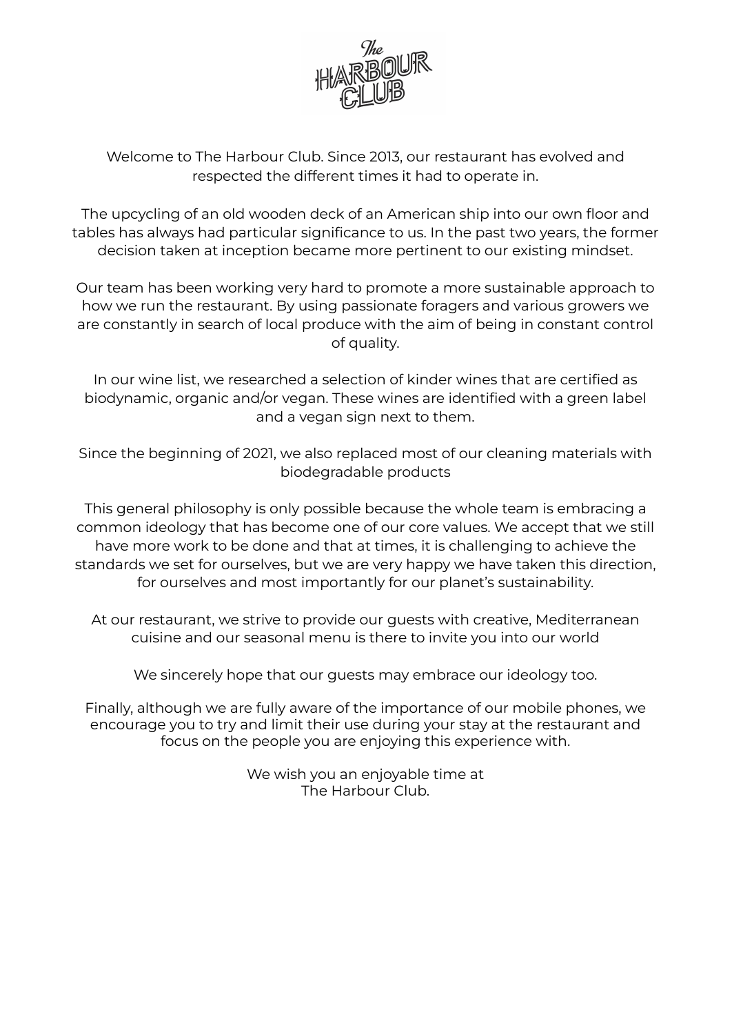# The Harbour Club

Welcome to The Harbour Club. Since 2013, our restaurant has evolved and respected the different times it had to operate in.

The upcycling of an old wooden deck of an American ship into our own floor and tables has always had particular significance to us. In the past two years, the former decision taken at inception became more pertinent to our existing mindset.

Our team has been working very hard to promote a more sustainable approach to how we run the restaurant. By using passionate foragers and various growers we are constantly in search of local produce with the aim of being in constant control of quality.

In our wine list, we researched a selection of kinder wines that are certified as biodynamic, organic and/or vegan. These wines are identified with a green label and a vegan sign next to them.

Since the beginning of 2021, we also replaced most of our cleaning materials with biodegradable products

This general philosophy is only possible because the whole team is embracing a common ideology that has become one of our core values. We accept that we still have more work to be done and that at times, it is challenging to achieve the standards we set for ourselves, but we are very happy we have taken this direction, for ourselves and most importantly for our planet's sustainability.

At our restaurant, we strive to provide our guests with creative, Mediterranean cuisine and our seasonal menu is there to invite you into our world

We sincerely hope that our guests may embrace our ideology too.

Finally, although we are fully aware of the importance of our mobile phones, we encourage you to try and limit their use during your stay at the restaurant and focus on the people you are enjoying this experience with.

We wish you an enjoyable time at
The Harbour Club.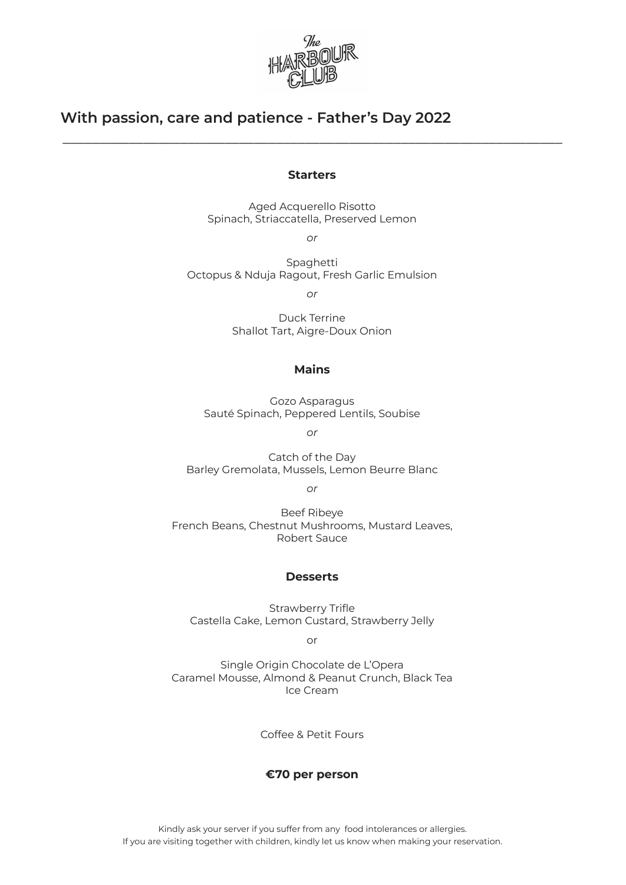The HARBOUR CLUB

# With passion, care and patience - Father's Day 2022

---

### Starters

Aged Acquerello Risotto
Spinach, Striaccatella, Preserved Lemon

*or*

Spaghetti
Octopus & Nduja Ragout, Fresh Garlic Emulsion

*or*

Duck Terrine
Shallot Tart, Aigre-Doux Onion

### Mains

Gozo Asparagus
Sauté Spinach, Peppered Lentils, Soubise

*or*

Catch of the Day
Barley Gremolata, Mussels, Lemon Beurre Blanc

*or*

Beef Ribeye
French Beans, Chestnut Mushrooms, Mustard Leaves, Robert Sauce

### Desserts

Strawberry Trifle
Castella Cake, Lemon Custard, Strawberry Jelly

or

Single Origin Chocolate de L'Opera
Caramel Mousse, Almond & Peanut Crunch, Black Tea Ice Cream

Coffee & Petit Fours

**€70 per person**

Kindly ask your server if you suffer from any food intolerances or allergies.
If you are visiting together with children, kindly let us know when making your reservation.